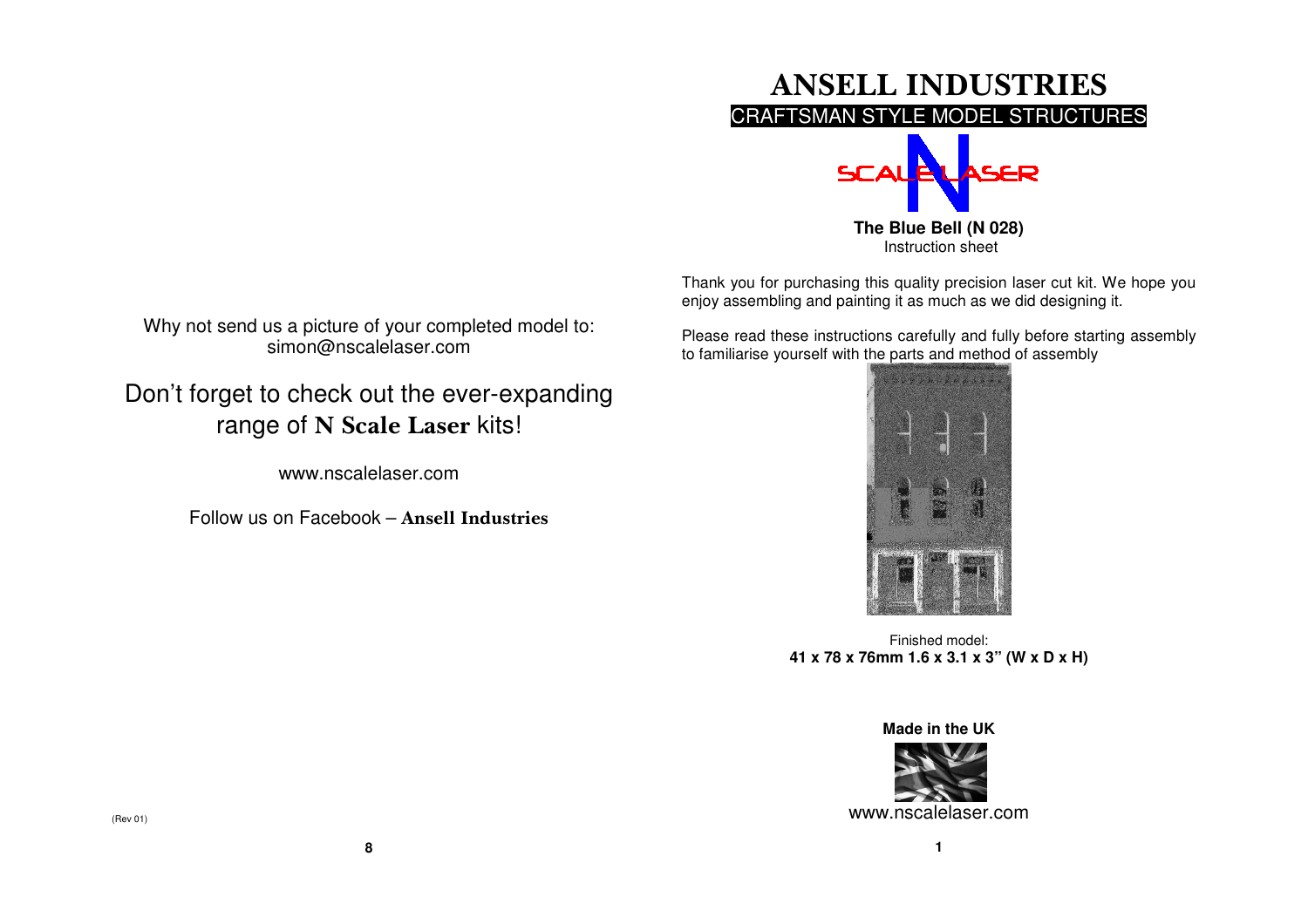Why not send us a picture of your completed model to:
simon@nscalelaser.com

Don't forget to check out the ever-expanding range of **N Scale Laser** kits!

www.nscalelaser.com

Follow us on Facebook – **Ansell Industries**

(Rev 01)

# ANSELL INDUSTRIES

## CRAFTSMAN STYLE MODEL STRUCTURES

SCALE N LASER

**The Blue Bell (N 028)**
Instruction sheet

Thank you for purchasing this quality precision laser cut kit. We hope you enjoy assembling and painting it as much as we did designing it.

Please read these instructions carefully and fully before starting assembly to familiarise yourself with the parts and method of assembly

Finished model:
**41 x 78 x 76mm 1.6 x 3.1 x 3" (W x D x H)**

**Made in the UK**

www.nscalelaser.com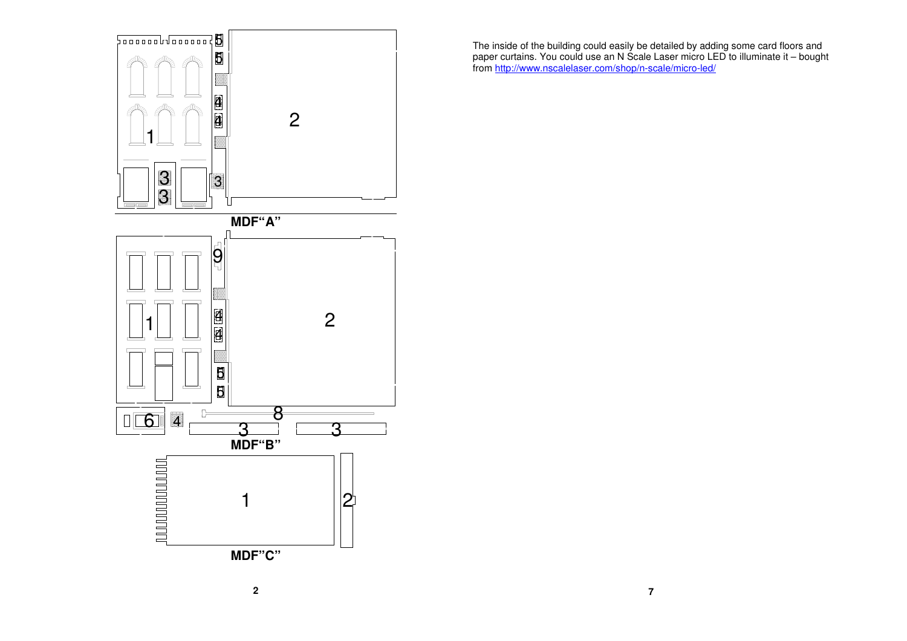**MDF"A"**

**MDF"B"**

**MDF"C"**

The inside of the building could easily be detailed by adding some card floors and paper curtains. You could use an N Scale Laser micro LED to illuminate it – bought from http://www.nscalelaser.com/shop/n-scale/micro-led/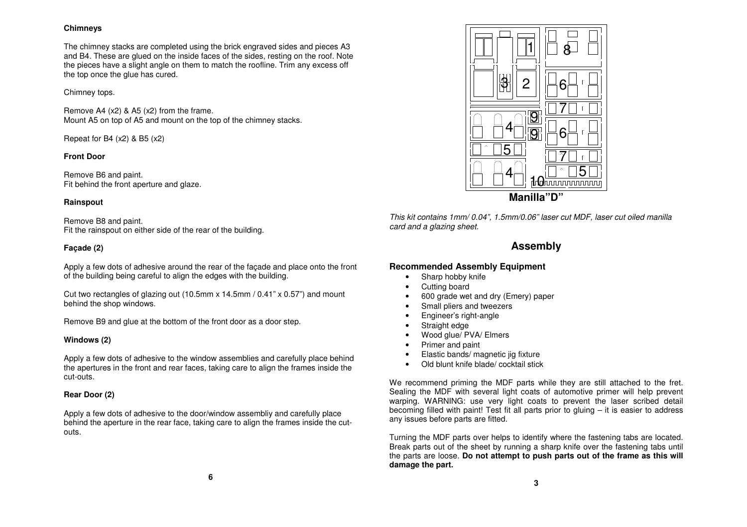### Chimneys

The chimney stacks are completed using the brick engraved sides and pieces A3 and B4. These are glued on the inside faces of the sides, resting on the roof. Note the pieces have a slight angle on them to match the roofline. Trim any excess off the top once the glue has cured.

Chimney tops.

Remove A4 (x2) & A5 (x2) from the frame.
Mount A5 on top of A5 and mount on the top of the chimney stacks.

Repeat for B4 (x2) & B5 (x2)

### Front Door

Remove B6 and paint.
Fit behind the front aperture and glaze.

### Rainspout

Remove B8 and paint.
Fit the rainspout on either side of the rear of the building.

### Façade (2)

Apply a few dots of adhesive around the rear of the façade and place onto the front of the building being careful to align the edges with the building.

Cut two rectangles of glazing out (10.5mm x 14.5mm / 0.41" x 0.57") and mount behind the shop windows.

Remove B9 and glue at the bottom of the front door as a door step.

### Windows (2)

Apply a few dots of adhesive to the window assemblies and carefully place behind the apertures in the front and rear faces, taking care to align the frames inside the cut-outs.

### Rear Door (2)

Apply a few dots of adhesive to the door/window assembliy and carefully place behind the aperture in the rear face, taking care to align the frames inside the cut-outs.

**Manilla"D"**

*This kit contains 1mm/ 0.04", 1.5mm/0.06" laser cut MDF, laser cut oiled manilla card and a glazing sheet.*

## Assembly

### Recommended Assembly Equipment

- Sharp hobby knife
- Cutting board
- 600 grade wet and dry (Emery) paper
- Small pliers and tweezers
- Engineer's right-angle
- Straight edge
- Wood glue/ PVA/ Elmers
- Primer and paint
- Elastic bands/ magnetic jig fixture
- Old blunt knife blade/ cocktail stick

We recommend priming the MDF parts while they are still attached to the fret. Sealing the MDF with several light coats of automotive primer will help prevent warping. WARNING: use very light coats to prevent the laser scribed detail becoming filled with paint! Test fit all parts prior to gluing – it is easier to address any issues before parts are fitted.

Turning the MDF parts over helps to identify where the fastening tabs are located. Break parts out of the sheet by running a sharp knife over the fastening tabs until the parts are loose. **Do not attempt to push parts out of the frame as this will damage the part.**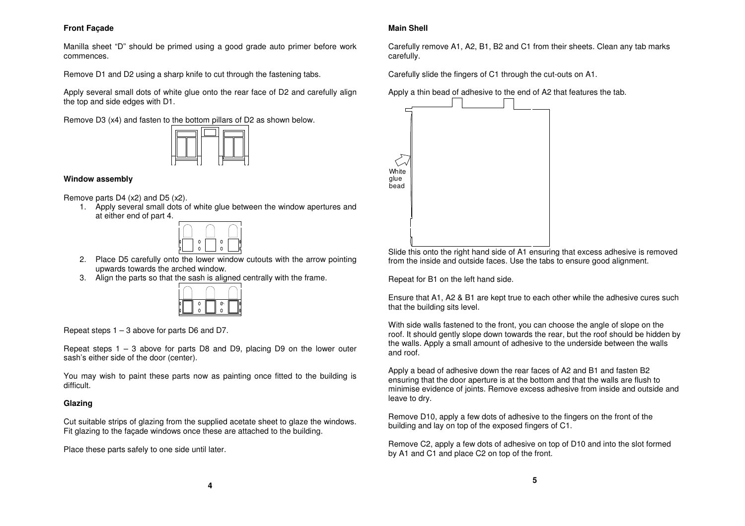**Front Façade**

Manilla sheet "D" should be primed using a good grade auto primer before work commences.

Remove D1 and D2 using a sharp knife to cut through the fastening tabs.

Apply several small dots of white glue onto the rear face of D2 and carefully align the top and side edges with D1.

Remove D3 (x4) and fasten to the bottom pillars of D2 as shown below.

**Window assembly**

Remove parts D4 (x2) and D5 (x2).

1. Apply several small dots of white glue between the window apertures and at either end of part 4.
2. Place D5 carefully onto the lower window cutouts with the arrow pointing upwards towards the arched window.
3. Align the parts so that the sash is aligned centrally with the frame.

Repeat steps 1 – 3 above for parts D6 and D7.

Repeat steps 1 – 3 above for parts D8 and D9, placing D9 on the lower outer sash's either side of the door (center).

You may wish to paint these parts now as painting once fitted to the building is difficult.

**Glazing**

Cut suitable strips of glazing from the supplied acetate sheet to glaze the windows. Fit glazing to the façade windows once these are attached to the building.

Place these parts safely to one side until later.

**Main Shell**

Carefully remove A1, A2, B1, B2 and C1 from their sheets. Clean any tab marks carefully.

Carefully slide the fingers of C1 through the cut-outs on A1.

Apply a thin bead of adhesive to the end of A2 that features the tab.

White glue bead

Slide this onto the right hand side of A1 ensuring that excess adhesive is removed from the inside and outside faces. Use the tabs to ensure good alignment.

Repeat for B1 on the left hand side.

Ensure that A1, A2 & B1 are kept true to each other while the adhesive cures such that the building sits level.

With side walls fastened to the front, you can choose the angle of slope on the roof. It should gently slope down towards the rear, but the roof should be hidden by the walls. Apply a small amount of adhesive to the underside between the walls and roof.

Apply a bead of adhesive down the rear faces of A2 and B1 and fasten B2 ensuring that the door aperture is at the bottom and that the walls are flush to minimise evidence of joints. Remove excess adhesive from inside and outside and leave to dry.

Remove D10, apply a few dots of adhesive to the fingers on the front of the building and lay on top of the exposed fingers of C1.

Remove C2, apply a few dots of adhesive on top of D10 and into the slot formed by A1 and C1 and place C2 on top of the front.